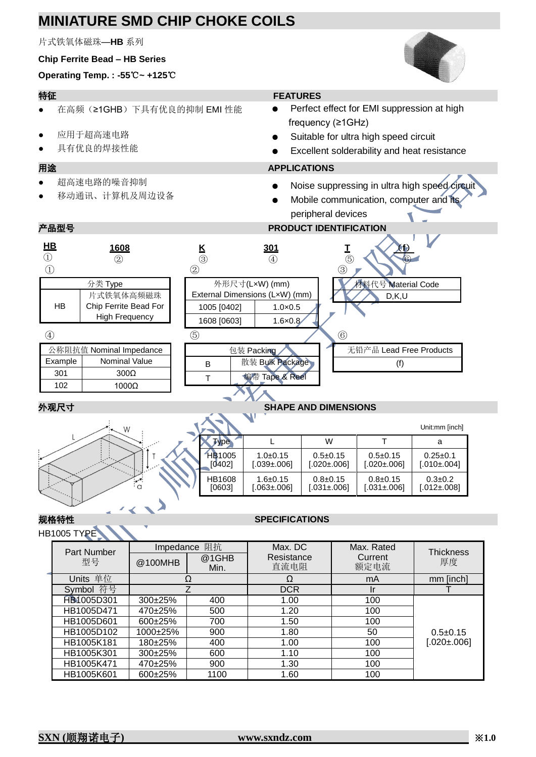# MINIATURE SMD CHIP CHOKE COILS

片式铁氧体磁珠—**HB** 系列

**Chip Ferrite Bead – HB Series**

**Operating Temp. : -55℃~ +125℃**

## 特征 FEATURES

- 在高频（≥1GHB）下具有优良的抑制 EMI 性能
- 应用于超高速电路
- 具有优良的焊接性能

- Perfect effect for EMI suppression at high frequency (≥1GHz)
- Suitable for ultra high speed circuit
- Excellent solderability and heat resistance

## 用途 APPLICATIONS

- 超高速电路的噪音抑制
- 移动通讯、计算机及周边设备

- Noise suppressing in ultra high speed circuit
- Mobile communication, computer and its peripheral devices

## 产品型号 PRODUCT IDENTIFICATION

| HB | 1608 | K | 301 | T | (f) |
|---|---|---|---|---|---|
| ① | ② | ③ | ④ | ⑤ | ⑥ |

①

| 分类 Type | |
|---|---|
| HB | 片式铁氧体高频磁珠 Chip Ferrite Bead For High Frequency |

②

| 外形尺寸(L×W) (mm) External Dimensions (L×W) (mm) | |
|---|---|
| 1005 [0402] | 1.0×0.5 |
| 1608 [0603] | 1.6×0.8 |

③

| 材料代号 Material Code |
|---|
| D,K,U |

④

| 公称阻抗值 Nominal Impedance | |
|---|---|
| Example | Nominal Value |
| 301 | 300Ω |
| 102 | 1000Ω |

⑤

| 包装 Packing | |
|---|---|
| B | 散装 Bulk Package |
| T | 编带 Tape & Reel |

⑥

| 无铅产品 Lead Free Products |
|---|
| (f) |

## 外观尺寸 SHAPE AND DIMENSIONS

Unit:mm [inch]

| Type | L | W | T | a |
|---|---|---|---|---|
| HB1005 [0402] | 1.0±0.15 [.039±.006] | 0.5±0.15 [.020±.006] | 0.5±0.15 [.020±.006] | 0.25±0.1 [.010±.004] |
| HB1608 [0603] | 1.6±0.15 [.063±.006] | 0.8±0.15 [.031±.006] | 0.8±0.15 [.031±.006] | 0.3±0.2 [.012±.008] |

## 规格特性 SPECIFICATIONS

HB1005 TYPE

| Part Number 型号 | Impedance 阻抗 @100MHB | Impedance 阻抗 @1GHB Min. | Max. DC Resistance 直流电阻 | Max. Rated Current 额定电流 | Thickness 厚度 |
|---|---|---|---|---|---|
| Units 单位 | Ω | | Ω | mA | mm [inch] |
| Symbol 符号 | Z | | DCR | Ir | T |
| HB1005D301 | 300±25% | 400 | 1.00 | 100 | 0.5±0.15 [.020±.006] |
| HB1005D471 | 470±25% | 500 | 1.20 | 100 | |
| HB1005D601 | 600±25% | 700 | 1.50 | 100 | |
| HB1005D102 | 1000±25% | 900 | 1.80 | 50 | |
| HB1005K181 | 180±25% | 400 | 1.00 | 100 | |
| HB1005K301 | 300±25% | 600 | 1.10 | 100 | |
| HB1005K471 | 470±25% | 900 | 1.30 | 100 | |
| HB1005K601 | 600±25% | 1100 | 1.60 | 100 | |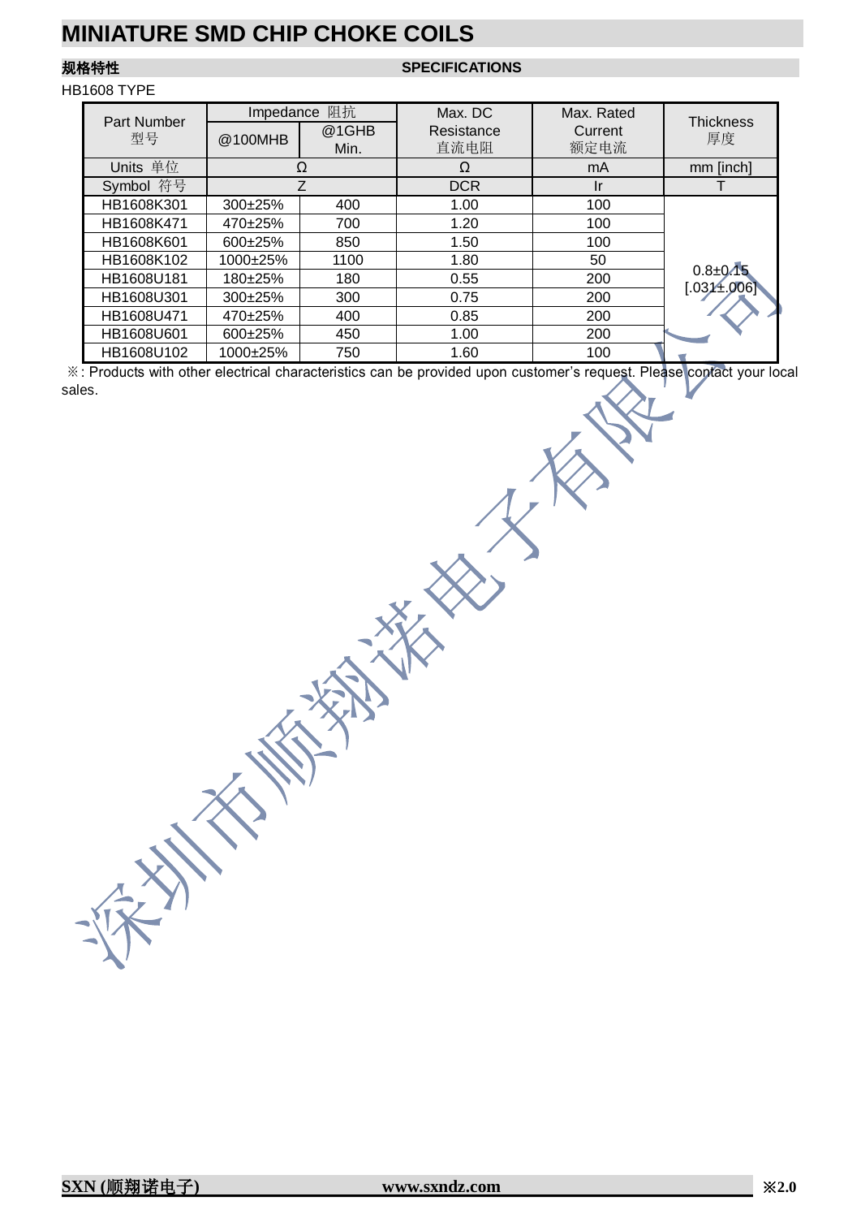# MINIATURE SMD CHIP CHOKE COILS

**规格特性** **SPECIFICATIONS**

HB1608 TYPE

| Part Number 型号 | Impedance 阻抗 | | Max. DC Resistance 直流电阻 | Max. Rated Current 额定电流 | Thickness 厚度 |
|---|---|---|---|---|---|
| | @100MHB | @1GHB Min. | | | |
| Units 单位 | Ω | | Ω | mA | mm [inch] |
| Symbol 符号 | Z | | DCR | Ir | T |
| HB1608K301 | 300±25% | 400 | 1.00 | 100 | 0.8±0.15 [.031±.006] |
| HB1608K471 | 470±25% | 700 | 1.20 | 100 | |
| HB1608K601 | 600±25% | 850 | 1.50 | 100 | |
| HB1608K102 | 1000±25% | 1100 | 1.80 | 50 | |
| HB1608U181 | 180±25% | 180 | 0.55 | 200 | |
| HB1608U301 | 300±25% | 300 | 0.75 | 200 | |
| HB1608U471 | 470±25% | 400 | 0.85 | 200 | |
| HB1608U601 | 600±25% | 450 | 1.00 | 200 | |
| HB1608U102 | 1000±25% | 750 | 1.60 | 100 | |

※: Products with other electrical characteristics can be provided upon customer's request. Please contact your local sales.